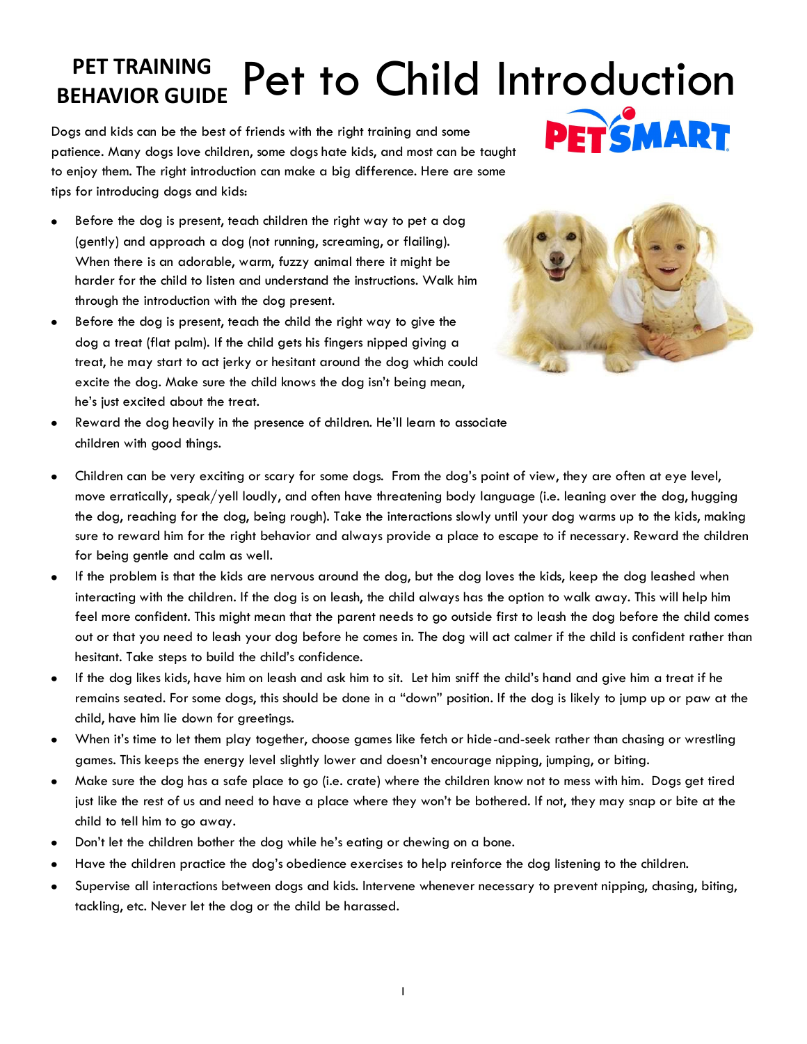**PET TRAINING BEHAVIOR GUIDE**

# Pet to Child Introduction

Dogs and kids can be the best of friends with the right training and some patience. Many dogs love children, some dogs hate kids, and most can be taught to enjoy them. The right introduction can make a big difference. Here are some tips for introducing dogs and kids:

- Before the dog is present, teach children the right way to pet a dog (gently) and approach a dog (not running, screaming, or flailing). When there is an adorable, warm, fuzzy animal there it might be harder for the child to listen and understand the instructions. Walk him through the introduction with the dog present.
- Before the dog is present, teach the child the right way to give the dog a treat (flat palm). If the child gets his fingers nipped giving a treat, he may start to act jerky or hesitant around the dog which could excite the dog. Make sure the child knows the dog isn't being mean, he's just excited about the treat.
- Reward the dog heavily in the presence of children. He'll learn to associate children with good things.

- Children can be very exciting or scary for some dogs. From the dog's point of view, they are often at eye level, move erratically, speak/yell loudly, and often have threatening body language (i.e. leaning over the dog, hugging the dog, reaching for the dog, being rough). Take the interactions slowly until your dog warms up to the kids, making sure to reward him for the right behavior and always provide a place to escape to if necessary. Reward the children for being gentle and calm as well.
- If the problem is that the kids are nervous around the dog, but the dog loves the kids, keep the dog leashed when interacting with the children. If the dog is on leash, the child always has the option to walk away. This will help him feel more confident. This might mean that the parent needs to go outside first to leash the dog before the child comes out or that you need to leash your dog before he comes in. The dog will act calmer if the child is confident rather than hesitant. Take steps to build the child's confidence.
- If the dog likes kids, have him on leash and ask him to sit. Let him sniff the child's hand and give him a treat if he remains seated. For some dogs, this should be done in a "down" position. If the dog is likely to jump up or paw at the child, have him lie down for greetings.
- When it's time to let them play together, choose games like fetch or hide-and-seek rather than chasing or wrestling games. This keeps the energy level slightly lower and doesn't encourage nipping, jumping, or biting.
- Make sure the dog has a safe place to go (i.e. crate) where the children know not to mess with him. Dogs get tired just like the rest of us and need to have a place where they won't be bothered. If not, they may snap or bite at the child to tell him to go away.
- Don't let the children bother the dog while he's eating or chewing on a bone.
- Have the children practice the dog's obedience exercises to help reinforce the dog listening to the children.
- Supervise all interactions between dogs and kids. Intervene whenever necessary to prevent nipping, chasing, biting, tackling, etc. Never let the dog or the child be harassed.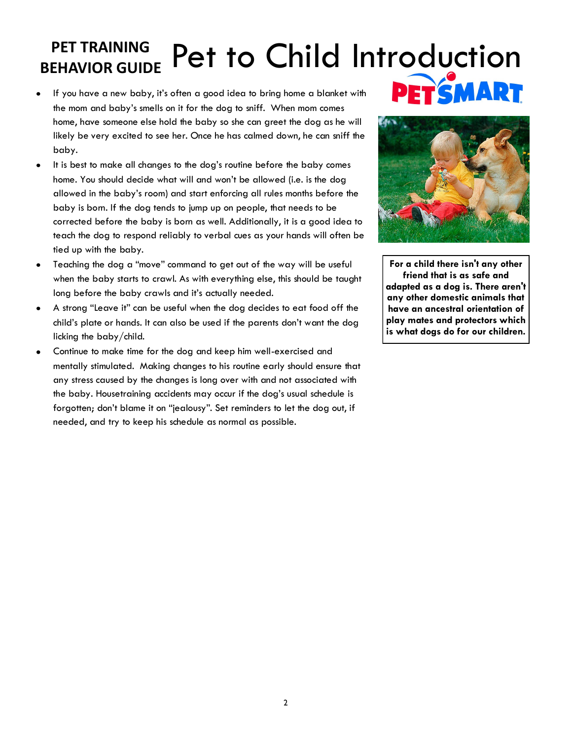**PET TRAINING BEHAVIOR GUIDE**

# Pet to Child Introduction

- If you have a new baby, it's often a good idea to bring home a blanket with the mom and baby's smells on it for the dog to sniff. When mom comes home, have someone else hold the baby so she can greet the dog as he will likely be very excited to see her. Once he has calmed down, he can sniff the baby.
- It is best to make all changes to the dog's routine before the baby comes home. You should decide what will and won't be allowed (i.e. is the dog allowed in the baby's room) and start enforcing all rules months before the baby is born. If the dog tends to jump up on people, that needs to be corrected before the baby is born as well. Additionally, it is a good idea to teach the dog to respond reliably to verbal cues as your hands will often be tied up with the baby.
- Teaching the dog a "move" command to get out of the way will be useful when the baby starts to crawl. As with everything else, this should be taught long before the baby crawls and it's actually needed.
- A strong "Leave it" can be useful when the dog decides to eat food off the child's plate or hands. It can also be used if the parents don't want the dog licking the baby/child.
- Continue to make time for the dog and keep him well-exercised and mentally stimulated. Making changes to his routine early should ensure that any stress caused by the changes is long over with and not associated with the baby. Housetraining accidents may occur if the dog's usual schedule is forgotten; don't blame it on "jealousy". Set reminders to let the dog out, if needed, and try to keep his schedule as normal as possible.

**For a child there isn't any other friend that is as safe and adapted as a dog is. There aren't any other domestic animals that have an ancestral orientation of play mates and protectors which is what dogs do for our children.**